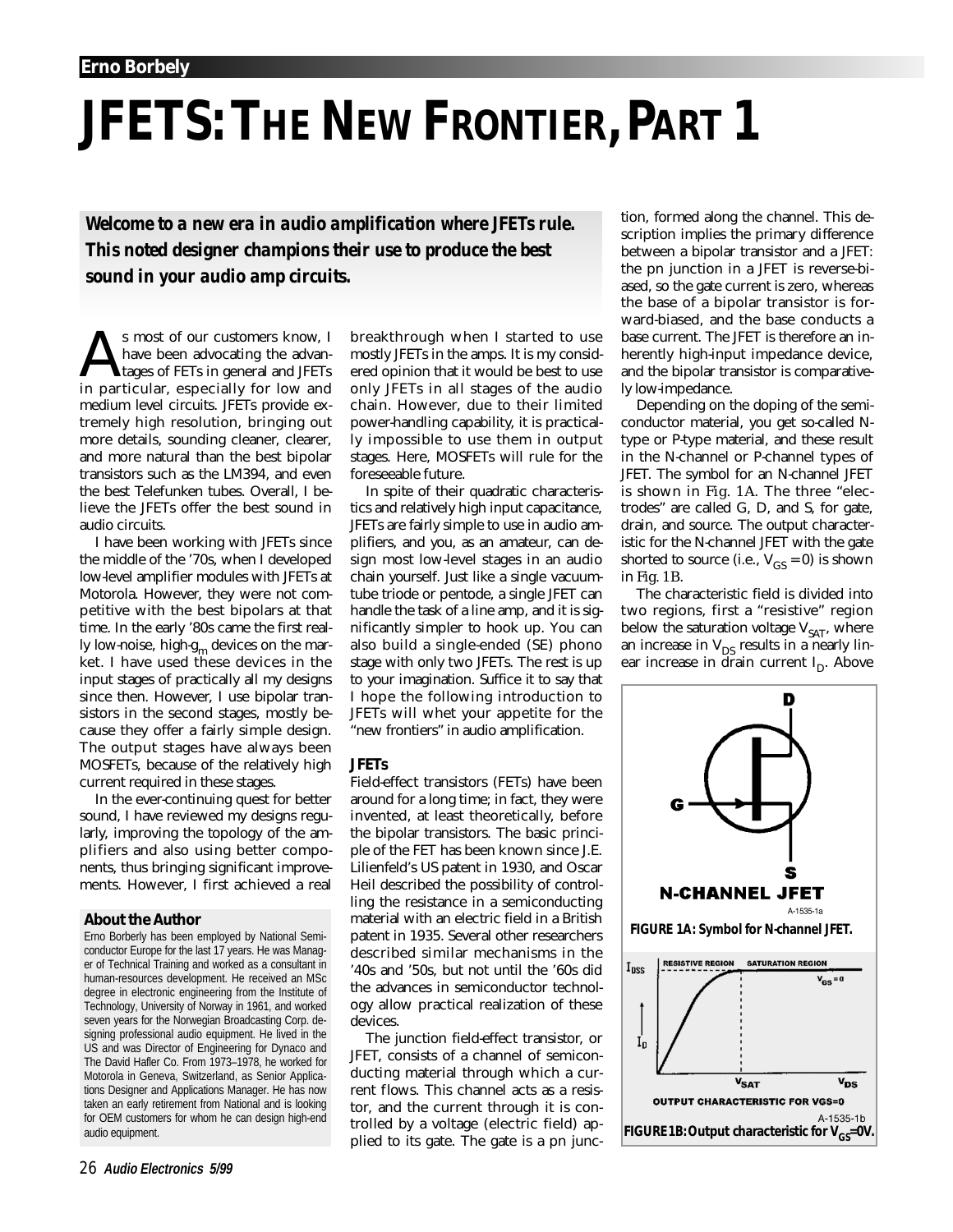Erno Borbely

# JFETS: THE NEW FRONTIER, PART 1

***Welcome to a new era in audio amplification where JFETs rule. This noted designer champions their use to produce the best sound in your audio amp circuits.***

As most of our customers know, I have been advocating the advantages of FETs in general and JFETs in particular, especially for low and medium level circuits. JFETs provide extremely high resolution, bringing out more details, sounding cleaner, clearer, and more natural than the best bipolar transistors such as the LM394, and even the best Telefunken tubes. Overall, I believe the JFETs offer the best sound in audio circuits.

I have been working with JFETs since the middle of the '70s, when I developed low-level amplifier modules with JFETs at Motorola. However, they were not competitive with the best bipolars at that time. In the early '80s came the first really low-noise, high-$g_m$ devices on the market. I have used these devices in the input stages of practically all my designs since then. However, I use bipolar transistors in the second stages, mostly because they offer a fairly simple design. The output stages have always been MOSFETs, because of the relatively high current required in these stages.

In the ever-continuing quest for better sound, I have reviewed my designs regularly, improving the topology of the amplifiers and also using better components, thus bringing significant improvements. However, I first achieved a real breakthrough when I started to use mostly JFETs in the amps. It is my considered opinion that it would be best to use only JFETs in all stages of the audio chain. However, due to their limited power-handling capability, it is practically impossible to use them in output stages. Here, MOSFETs will rule for the foreseeable future.

In spite of their quadratic characteristics and relatively high input capacitance, JFETs are fairly simple to use in audio amplifiers, and you, as an amateur, can design most low-level stages in an audio chain yourself. Just like a single vacuum-tube triode or pentode, a single JFET can handle the task of a line amp, and it is significantly simpler to hook up. You can also build a single-ended (SE) phono stage with only two JFETs. The rest is up to your imagination. Suffice it to say that I hope the following introduction to JFETs will whet your appetite for the "new frontiers" in audio amplification.

**About the Author**

Erno Borberly has been employed by National Semiconductor Europe for the last 17 years. He was Manager of Technical Training and worked as a consultant in human-resources development. He received an MSc degree in electronic engineering from the Institute of Technology, University of Norway in 1961, and worked seven years for the Norwegian Broadcasting Corp. designing professional audio equipment. He lived in the US and was Director of Engineering for Dynaco and The David Hafler Co. From 1973–1978, he worked for Motorola in Geneva, Switzerland, as Senior Applications Designer and Applications Manager. He has now taken an early retirement from National and is looking for OEM customers for whom he can design high-end audio equipment.

### JFETs

Field-effect transistors (FETs) have been around for a long time; in fact, they were invented, at least theoretically, before the bipolar transistors. The basic principle of the FET has been known since J.E. Lilienfeld's US patent in 1930, and Oscar Heil described the possibility of controlling the resistance in a semiconducting material with an electric field in a British patent in 1935. Several other researchers described similar mechanisms in the '40s and '50s, but not until the '60s did the advances in semiconductor technology allow practical realization of these devices.

The junction field-effect transistor, or JFET, consists of a channel of semiconducting material through which a current flows. This channel acts as a resistor, and the current through it is controlled by a voltage (electric field) applied to its gate. The gate is a pn junction, formed along the channel. This description implies the primary difference between a bipolar transistor and a JFET: the pn junction in a JFET is reverse-biased, so the gate current is zero, whereas the base of a bipolar transistor is forward-biased, and the base conducts a base current. The JFET is therefore an inherently high-input impedance device, and the bipolar transistor is comparatively low-impedance.

Depending on the doping of the semiconductor material, you get so-called N-type or P-type material, and these result in the N-channel or P-channel types of JFET. The symbol for an N-channel JFET is shown in Fig. 1A. The three "electrodes" are called G, D, and S, for gate, drain, and source. The output characteristic for the N-channel JFET with the gate shorted to source (i.e., $V_{GS} = 0$) is shown in Fig. 1B.

The characteristic field is divided into two regions, first a "resistive" region below the saturation voltage $V_{SAT}$, where an increase in $V_{DS}$ results in a nearly linear increase in drain current $I_D$. Above

D
G
S
N-CHANNEL JFET
A-1535-1a

**FIGURE 1A: Symbol for N-channel JFET.**

RESISTIVE REGION
SATURATION REGION
$I_{DSS}$
$V_{GS} = 0$
$I_D$
$V_{SAT}$
$V_{DS}$
OUTPUT CHARACTERISTIC FOR VGS=0
A-1535-1b

**FIGURE 1B: Output characteristic for $V_{GS}$=0V.**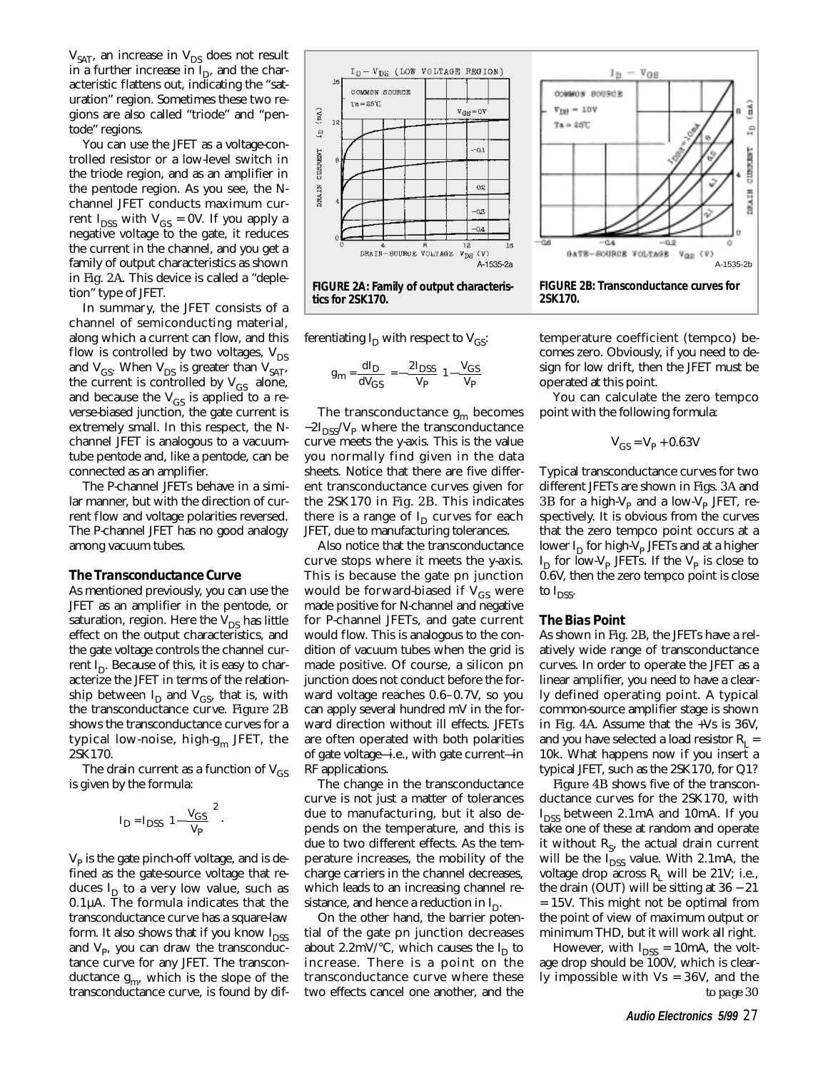$V_{SAT}$, an increase in $V_{DS}$ does not result in a further increase in $I_D$, and the characteristic flattens out, indicating the "saturation" region. Sometimes these two regions are also called "triode" and "pentode" regions.

You can use the JFET as a voltage-controlled resistor or a low-level switch in the triode region, and as an amplifier in the pentode region. As you see, the N-channel JFET conducts maximum current $I_{DSS}$ with $V_{GS}$ = 0V. If you apply a negative voltage to the gate, it reduces the current in the channel, and you get a family of output characteristics as shown in Fig. 2A. This device is called a "depletion" type of JFET.

In summary, the JFET consists of a channel of semiconducting material, along which a current can flow, and this flow is controlled by two voltages, $V_{DS}$ and $V_{GS}$. When $V_{DS}$ is greater than $V_{SAT}$, the current is controlled by $V_{GS}$ alone, and because the $V_{GS}$ is applied to a reverse-biased junction, the gate current is extremely small. In this respect, the N-channel JFET is analogous to a vacuum-tube pentode and, like a pentode, can be connected as an amplifier.

The P-channel JFETs behave in a similar manner, but with the direction of current flow and voltage polarities reversed. The P-channel JFET has no good analogy among vacuum tubes.

### The Transconductance Curve

As mentioned previously, you can use the JFET as an amplifier in the pentode, or saturation, region. Here the $V_{DS}$ has little effect on the output characteristics, and the gate voltage controls the channel current $I_D$. Because of this, it is easy to characterize the JFET in terms of the relationship between $I_D$ and $V_{GS}$, that is, with the transconductance curve. Figure 2B shows the transconductance curves for a typical low-noise, high-$g_m$ JFET, the 2SK170.

The drain current as a function of $V_{GS}$ is given by the formula:

$$I_D = I_{DSS}\left(1 - \frac{V_{GS}}{V_P}\right)^2.$$

$V_P$ is the gate pinch-off voltage, and is defined as the gate-source voltage that reduces $I_D$ to a very low value, such as 0.1µA. The formula indicates that the transconductance curve has a square-law form. It also shows that if you know $I_{DSS}$ and $V_P$, you can draw the transconductance curve for any JFET. The transconductance $g_m$, which is the slope of the transconductance curve, is found by differentiating $I_D$ with respect to $V_{GS}$:

$$g_m = \frac{dI_D}{dV_{GS}} = -\frac{2I_{DSS}}{V_P}\left(1 - \frac{V_{GS}}{V_P}\right)$$

The transconductance $g_m$ becomes $-2I_{DSS}/V_P$ where the transconductance curve meets the y-axis. This is the value you normally find given in the data sheets. Notice that there are five different transconductance curves given for the 2SK170 in Fig. 2B. This indicates there is a range of $I_D$ curves for each JFET, due to manufacturing tolerances.

Also notice that the transconductance curve stops where it meets the y-axis. This is because the gate pn junction would be forward-biased if $V_{GS}$ were made positive for N-channel and negative for P-channel JFETs, and gate current would flow. This is analogous to the condition of vacuum tubes when the grid is made positive. Of course, a silicon pn junction does not conduct before the forward voltage reaches 0.6–0.7V, so you can apply several hundred mV in the forward direction without ill effects. JFETs are often operated with both polarities of gate voltage—i.e., with gate current—in RF applications.

The change in the transconductance curve is not just a matter of tolerances due to manufacturing, but it also depends on the temperature, and this is due to two different effects. As the temperature increases, the mobility of the charge carriers in the channel decreases, which leads to an increasing channel resistance, and hence a reduction in $I_D$.

On the other hand, the barrier potential of the gate pn junction decreases about 2.2mV/°C, which causes the $I_D$ to increase. There is a point on the transconductance curve where these two effects cancel one another, and the temperature coefficient (tempco) becomes zero. Obviously, if you need to design for low drift, then the JFET must be operated at this point.

You can calculate the zero tempco point with the following formula:

$$V_{GS} = V_P + 0.63V$$

Typical transconductance curves for two different JFETs are shown in Figs. 3A and 3B for a high-$V_P$ and a low-$V_P$ JFET, respectively. It is obvious from the curves that the zero tempco point occurs at a lower $I_D$ for high-$V_P$ JFETs and at a higher $I_D$ for low-$V_P$ JFETs. If the $V_P$ is close to 0.6V, then the zero tempco point is close to $I_{DSS}$.

I_D – V_DS (LOW VOLTAGE REGION)
COMMON SOURCE
Ta = 25°C
V_GS = 0V
–0.1
0.2
–0.3
–0.4
DRAIN CURRENT I_D (mA)
16
12
8
4
0
0 4 8 12 16
DRAIN–SOURCE VOLTAGE V_DS (V)
A-1535-2a

**FIGURE 2A: Family of output characteristics for 2SK170.**

I_D – V_GS
COMMON SOURCE
V_DS = 10V
Ta = 25°C
I_DSS = 10mA
6
4.5
4.1
2.1
DRAIN CURRENT I_D (mA)
8
4
0
–0.6 –0.4 –0.2 0
GATE–SOURCE VOLTAGE V_GS (V)
A-1535-2b

**FIGURE 2B: Transconductance curves for 2SK170.**

### The Bias Point

As shown in Fig. 2B, the JFETs have a relatively wide range of transconductance curves. In order to operate the JFET as a linear amplifier, you need to have a clearly defined operating point. A typical common-source amplifier stage is shown in Fig. 4A. Assume that the +Vs is 36V, and you have selected a load resistor $R_L$ = 10k. What happens now if you insert a typical JFET, such as the 2SK170, for Q1?

Figure 4B shows five of the transconductance curves for the 2SK170, with $I_{DSS}$ between 2.1mA and 10mA. If you take one of these at random and operate it without $R_S$, the actual drain current will be the $I_{DSS}$ value. With 2.1mA, the voltage drop across $R_L$ will be 21V; i.e., the drain (OUT) will be sitting at 36 − 21 = 15V. This might not be optimal from the point of view of maximum output or minimum THD, but it will work all right.

However, with $I_{DSS}$ = 10mA, the voltage drop should be 100V, which is clearly impossible with Vs = 36V, and the

*to page 30*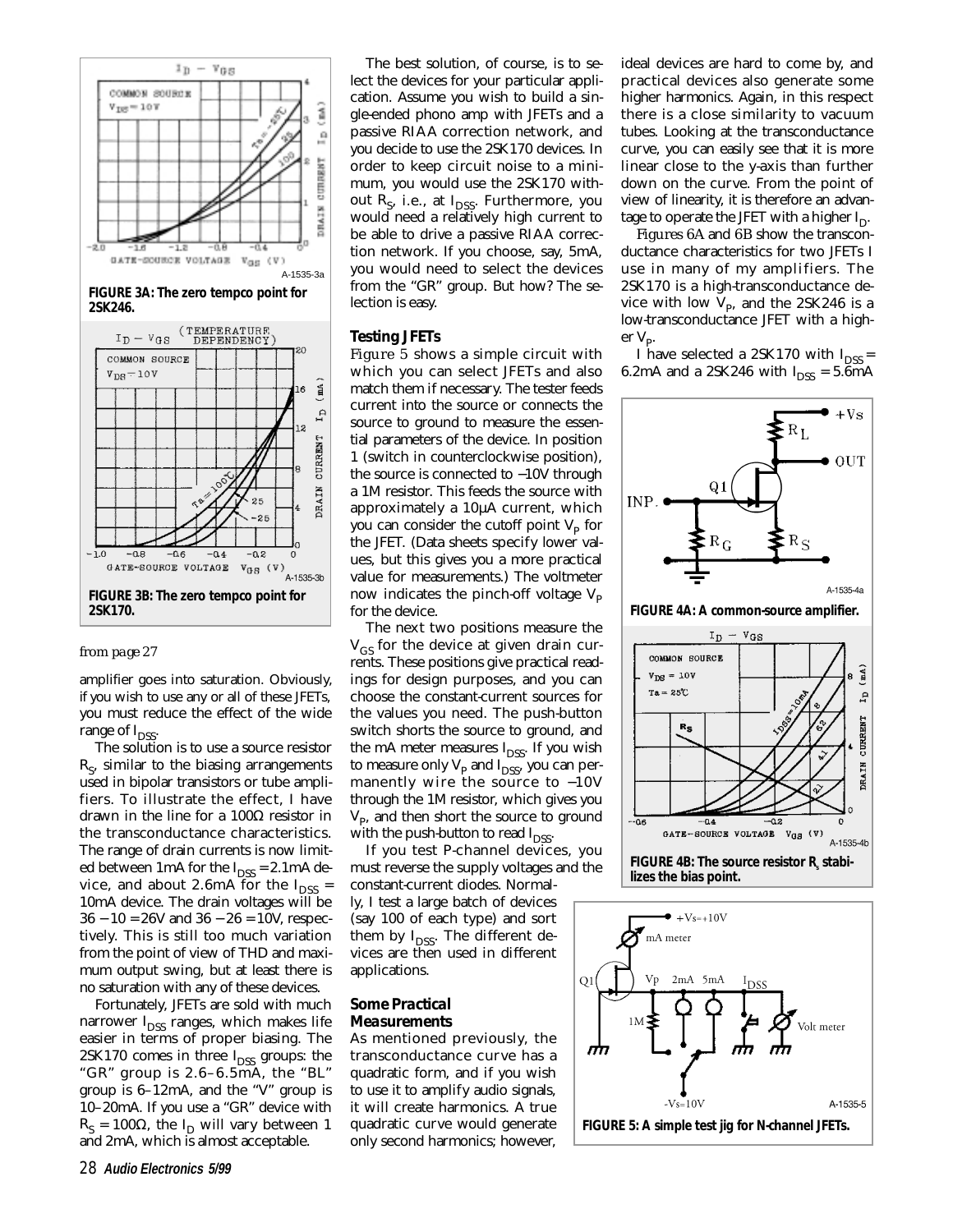I$_D$ − V$_{GS}$

COMMON SOURCE

V$_{DS}$ = 10V

Ta = −25°C

25

100

DRAIN CURRENT I$_D$ (mA)

GATE-SOURCE VOLTAGE V$_{GS}$ (V)

−2.0 −1.6 −1.2 −0.8 −0.4 0

0 1 2 3 4

A-1535-3a

**FIGURE 3A: The zero tempco point for 2SK246.**

I$_D$ − V$_{GS}$ (TEMPERATURE DEPENDENCY)

COMMON SOURCE

V$_{DS}$ = 10V

Ta = 100°C

25

−25

DRAIN CURRENT I$_D$ (mA)

GATE-SOURCE VOLTAGE V$_{GS}$ (V)

−1.0 −0.8 −0.6 −0.4 −0.2 0

0 4 8 12 16 20

A-1535-3b

**FIGURE 3B: The zero tempco point for 2SK170.**

*from page 27*

amplifier goes into saturation. Obviously, if you wish to use any or all of these JFETs, you must reduce the effect of the wide range of $I_{DSS}$.

The solution is to use a source resistor $R_S$, similar to the biasing arrangements used in bipolar transistors or tube amplifiers. To illustrate the effect, I have drawn in the line for a 100Ω resistor in the transconductance characteristics. The range of drain currents is now limited between 1mA for the $I_{DSS}$ = 2.1mA device, and about 2.6mA for the $I_{DSS}$ = 10mA device. The drain voltages will be 36 − 10 = 26V and 36 − 26 = 10V, respectively. This is still too much variation from the point of view of THD and maximum output swing, but at least there is no saturation with any of these devices.

Fortunately, JFETs are sold with much narrower $I_{DSS}$ ranges, which makes life easier in terms of proper biasing. The 2SK170 comes in three $I_{DSS}$ groups: the "GR" group is 2.6–6.5mA, the "BL" group is 6–12mA, and the "V" group is 10–20mA. If you use a "GR" device with $R_S$ = 100Ω, the $I_D$ will vary between 1 and 2mA, which is almost acceptable.

The best solution, of course, is to select the devices for your particular application. Assume you wish to build a single-ended phono amp with JFETs and a passive RIAA correction network, and you decide to use the 2SK170 devices. In order to keep circuit noise to a minimum, you would use the 2SK170 without $R_S$, i.e., at $I_{DSS}$. Furthermore, you would need a relatively high current to be able to drive a passive RIAA correction network. If you choose, say, 5mA, you would need to select the devices from the "GR" group. But how? The selection is easy.

### Testing JFETs

Figure 5 shows a simple circuit with which you can select JFETs and also match them if necessary. The tester feeds current into the source or connects the source to ground to measure the essential parameters of the device. In position 1 (switch in counterclockwise position), the source is connected to −10V through a 1M resistor. This feeds the source with approximately a 10µA current, which you can consider the cutoff point $V_P$ for the JFET. (Data sheets specify lower values, but this gives you a more practical value for measurements.) The voltmeter now indicates the pinch-off voltage $V_P$ for the device.

The next two positions measure the $V_{GS}$ for the device at given drain currents. These positions give practical readings for design purposes, and you can choose the constant-current sources for the values you need. The push-button switch shorts the source to ground, and the mA meter measures $I_{DSS}$. If you wish to measure only $V_P$ and $I_{DSS}$, you can permanently wire the source to −10V through the 1M resistor, which gives you $V_P$, and then short the source to ground with the push-button to read $I_{DSS}$.

If you test P-channel devices, you must reverse the supply voltages and the constant-current diodes. Normally, I test a large batch of devices (say 100 of each type) and sort them by $I_{DSS}$. The different devices are then used in different applications.

### Some Practical Measurements

As mentioned previously, the transconductance curve has a quadratic form, and if you wish to use it to amplify audio signals, it will create harmonics. A true quadratic curve would generate only second harmonics; however, ideal devices are hard to come by, and practical devices also generate some higher harmonics. Again, in this respect there is a close similarity to vacuum tubes. Looking at the transconductance curve, you can easily see that it is more linear close to the y-axis than further down on the curve. From the point of view of linearity, it is therefore an advantage to operate the JFET with a higher $I_D$.

Figures 6A and 6B show the transconductance characteristics for two JFETs I use in many of my amplifiers. The 2SK170 is a high-transconductance device with low $V_P$, and the 2SK246 is a low-transconductance JFET with a higher $V_P$.

I have selected a 2SK170 with $I_{DSS}$ = 6.2mA and a 2SK246 with $I_{DSS}$ = 5.6mA

+Vs

R$_L$

OUT

Q1

INP.

R$_G$

R$_S$

A-1535-4a

**FIGURE 4A: A common-source amplifier.**

I$_D$ − V$_{GS}$

COMMON SOURCE

V$_{DS}$ = 10V

Ta = 25°C

R$_S$

I$_{DSS}$ = 10mA

8

6.2

4.1

2.1

DRAIN CURRENT I$_D$ (mA)

GATE-SOURCE VOLTAGE V$_{GS}$ (V)

−0.6 −0.4 −0.2 0

0 4 8

A-1535-4b

**FIGURE 4B: The source resistor $R_s$ stabilizes the bias point.**

+Vs=+10V

mA meter

Q1

Vp 2mA 5mA I$_{DSS}$

1M

Volt meter

-Vs=10V

A-1535-5

**FIGURE 5: A simple test jig for N-channel JFETs.**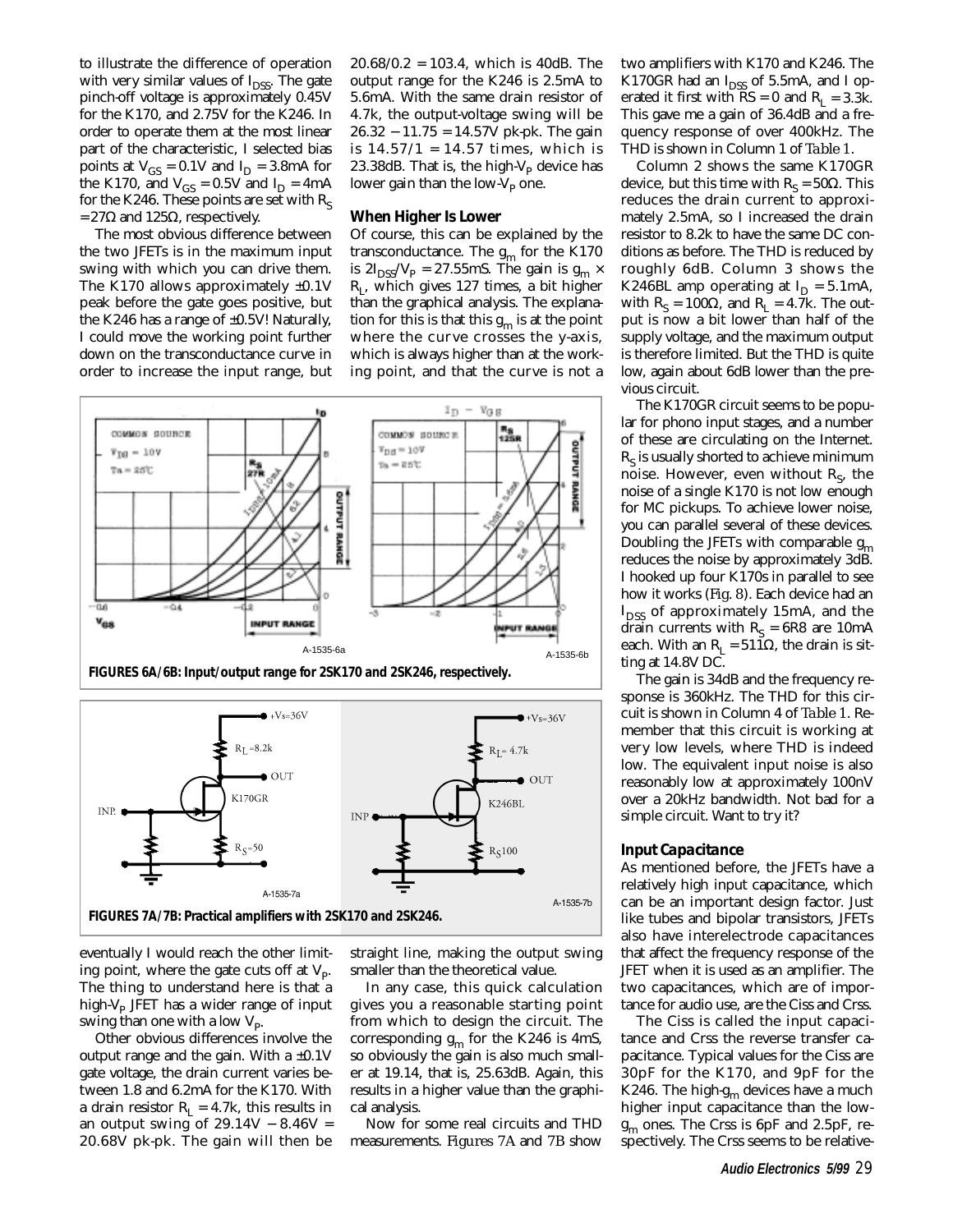to illustrate the difference of operation with very similar values of $I_{DSS}$. The gate pinch-off voltage is approximately 0.45V for the K170, and 2.75V for the K246. In order to operate them at the most linear part of the characteristic, I selected bias points at $V_{GS} = 0.1V$ and $I_D = 3.8mA$ for the K170, and $V_{GS} = 0.5V$ and $I_D = 4mA$ for the K246. These points are set with $R_S = 27\Omega$ and $125\Omega$, respectively.

The most obvious difference between the two JFETs is in the maximum input swing with which you can drive them. The K170 allows approximately ±0.1V peak before the gate goes positive, but the K246 has a range of ±0.5V! Naturally, I could move the working point further down on the transconductance curve in order to increase the input range, but eventually I would reach the other limiting point, where the gate cuts off at $V_P$. The thing to understand here is that a high-$V_P$ JFET has a wider range of input swing than one with a low $V_P$.

Other obvious differences involve the output range and the gain. With a ±0.1V gate voltage, the drain current varies between 1.8 and 6.2mA for the K170. With a drain resistor $R_L = 4.7k$, this results in an output swing of 29.14V − 8.46V = 20.68V pk-pk. The gain will then be 20.68/0.2 = 103.4, which is 40dB. The output range for the K246 is 2.5mA to 5.6mA. With the same drain resistor of 4.7k, the output-voltage swing will be 26.32 − 11.75 = 14.57V pk-pk. The gain is 14.57/1 = 14.57 times, which is 23.38dB. That is, the high-$V_P$ device has lower gain than the low-$V_P$ one.

### When Higher Is Lower

Of course, this can be explained by the transconductance. The $g_m$ for the K170 is $2I_{DSS}/V_P$ = 27.55mS. The gain is $g_m \times R_L$, which gives 127 times, a bit higher than the graphical analysis. The explanation for this is that this $g_m$ is at the point where the curve crosses the y-axis, which is always higher than at the working point, and that the curve is not a straight line, making the output swing smaller than the theoretical value.

In any case, this quick calculation gives you a reasonable starting point from which to design the circuit. The corresponding $g_m$ for the K246 is 4mS, so obviously the gain is also much smaller at 19.14, that is, 25.63dB. Again, this results in a higher value than the graphical analysis.

Now for some real circuits and THD measurements. Figures 7A and 7B show two amplifiers with K170 and K246. The K170GR had an $I_{DSS}$ of 5.5mA, and I operated it first with RS = 0 and $R_L = 3.3k$. This gave me a gain of 36.4dB and a frequency response of over 400kHz. The THD is shown in Column 1 of Table 1.

Column 2 shows the same K170GR device, but this time with $R_S = 50\Omega$. This reduces the drain current to approximately 2.5mA, so I increased the drain resistor to 8.2k to have the same DC conditions as before. The THD is reduced by roughly 6dB. Column 3 shows the K246BL amp operating at $I_D = 5.1mA$, with $R_S = 100\Omega$, and $R_L = 4.7k$. The output is now a bit lower than half of the supply voltage, and the maximum output is therefore limited. But the THD is quite low, again about 6dB lower than the previous circuit.

The K170GR circuit seems to be popular for phono input stages, and a number of these are circulating on the Internet. $R_S$ is usually shorted to achieve minimum noise. However, even without $R_S$, the noise of a single K170 is not low enough for MC pickups. To achieve lower noise, you can parallel several of these devices. Doubling the JFETs with comparable $g_m$ reduces the noise by approximately 3dB. I hooked up four K170s in parallel to see how it works (Fig. 8). Each device had an $I_{DSS}$ of approximately 15mA, and the drain currents with $R_S$ = 6R8 are 10mA each. With an $R_L = 511\Omega$, the drain is sitting at 14.8V DC.

The gain is 34dB and the frequency response is 360kHz. The THD for this circuit is shown in Column 4 of Table 1. Remember that this circuit is working at very low levels, where THD is indeed low. The equivalent input noise is also reasonably low at approximately 100nV over a 20kHz bandwidth. Not bad for a simple circuit. Want to try it?

### Input Capacitance

As mentioned before, the JFETs have a relatively high input capacitance, which can be an important design factor. Just like tubes and bipolar transistors, JFETs also have interelectrode capacitances that affect the frequency response of the JFET when it is used as an amplifier. The two capacitances, which are of importance for audio use, are the Ciss and Crss.

The Ciss is called the input capacitance and Crss the reverse transfer capacitance. Typical values for the Ciss are 30pF for the K170, and 9pF for the K246. The high-$g_m$ devices have a much higher input capacitance than the low-$g_m$ ones. The Crss is 6pF and 2.5pF, respectively. The Crss seems to be relative-

COMMON SOURCE
$V_{DS}$ = 10V
Ta = 25°C
$I_D$
$R_S$ 27R
$I_{DSS}$ = 10mA
8
6.2
4.1
2.1
6
4
2
0
-0.6
-0.4
-0.2
0
$V_{GS}$
INPUT RANGE
OUTPUT RANGE
A-1535-6a

$I_D$ − $V_{GS}$
COMMON SOURCE
$V_{DS}$ = 10V
Ta = 25°C
$R_S$ 125R
$I_{DSS}$ = 5.6mA
4.0
2.6
1.3
6
4
2
0
-3
-2
-1
0
INPUT RANGE
OUTPUT RANGE
A-1535-6b

**FIGURES 6A/6B: Input/output range for 2SK170 and 2SK246, respectively.**

+Vs=36V
$R_L$=8.2k
OUT
K170GR
INP.
$R_S$=50
A-1535-7a

+Vs=36V
$R_L$= 4.7k
OUT
K246BL
INP
$R_S$100
A-1535-7b

**FIGURES 7A/7B: Practical amplifiers with 2SK170 and 2SK246.**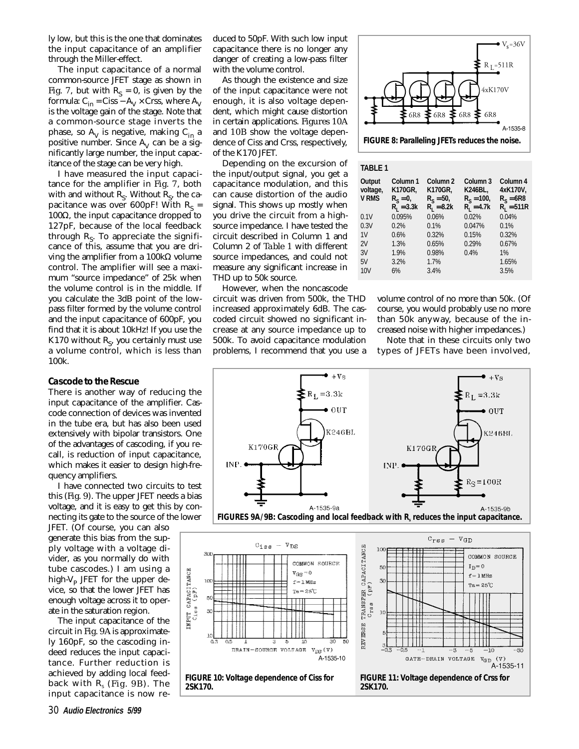ly low, but this is the one that dominates the input capacitance of an amplifier through the Miller-effect.

The input capacitance of a normal common-source JFET stage as shown in Fig. 7, but with $R_S = 0$, is given by the formula: $C_{in} = Ciss - A_V \times Crss$, where $A_V$ is the voltage gain of the stage. Note that a common-source stage inverts the phase, so $A_V$ is negative, making $C_{in}$ a positive number. Since $A_V$ can be a significantly large number, the input capacitance of the stage can be very high.

I have measured the input capacitance for the amplifier in Fig. 7, both with and without $R_S$. Without $R_S$, the capacitance was over 600pF! With $R_S = 100\Omega$, the input capacitance dropped to 127pF, because of the local feedback through $R_S$. To appreciate the significance of this, assume that you are driving the amplifier from a 100kΩ volume control. The amplifier will see a maximum "source impedance" of 25k when the volume control is in the middle. If you calculate the 3dB point of the low-pass filter formed by the volume control and the input capacitance of 600pF, you find that it is about 10kHz! If you use the K170 without $R_S$, you certainly must use a volume control, which is less than 100k.

### Cascode to the Rescue

There is another way of reducing the input capacitance of the amplifier. Cascode connection of devices was invented in the tube era, but has also been used extensively with bipolar transistors. One of the advantages of cascoding, if you recall, is reduction of input capacitance, which makes it easier to design high-frequency amplifiers.

I have connected two circuits to test this (Fig. 9). The upper JFET needs a bias voltage, and it is easy to get this by connecting its gate to the source of the lower JFET. (Of course, you can also generate this bias from the supply voltage with a voltage divider, as you normally do with tube cascodes.) I am using a high-$V_P$ JFET for the upper device, so that the lower JFET has enough voltage across it to operate in the saturation region.

The input capacitance of the circuit in Fig. 9A is approximately 160pF, so the cascoding indeed reduces the input capacitance. Further reduction is achieved by adding local feedback with $R_s$ (Fig. 9B). The input capacitance is now reduced to 50pF. With such low input capacitance there is no longer any danger of creating a low-pass filter with the volume control.

As though the existence and size of the input capacitance were not enough, it is also voltage dependent, which might cause distortion in certain applications. Figures 10A and 10B show the voltage dependence of Ciss and Crss, respectively, of the K170 JFET.

Depending on the excursion of the input/output signal, you get a capacitance modulation, and this can cause distortion of the audio signal. This shows up mostly when you drive the circuit from a high-source impedance. I have tested the circuit described in Column 1 and Column 2 of Table 1 with different source impedances, and could not measure any significant increase in THD up to 50k source.

However, when the noncascode circuit was driven from 500k, the THD increased approximately 6dB. The cascoded circuit showed no significant increase at any source impedance up to 500k. To avoid capacitance modulation problems, I recommend that you use a volume control of no more than 50k. (Of course, you would probably use no more than 50k anyway, because of the increased noise with higher impedances.)

Note that in these circuits only two types of JFETs have been involved,

$V_s$=36V
$R_L$=511R
4xK170V
6R8 6R8 6R8 6R8
A-1535-8

**FIGURE 8: Paralleling JFETs reduces the noise.**

**TABLE 1**

| Output voltage, V RMS | Column 1 K170GR, $R_S$ = 0, $R_L$ = 3.3k | Column 2 K170GR, $R_S$ = 50, $R_L$ = 8.2k | Column 3 K246BL, $R_S$ = 100, $R_L$ = 4.7k | Column 4 4xK170V, $R_S$ = 6R8 $R_L$ = 511R |
|---|---|---|---|---|
| 0.1V | 0.095% | 0.06% | 0.02% | 0.04% |
| 0.3V | 0.2% | 0.1% | 0.047% | 0.1% |
| 1V | 0.6% | 0.32% | 0.15% | 0.32% |
| 2V | 1.3% | 0.65% | 0.29% | 0.67% |
| 3V | 1.9% | 0.98% | 0.4% | 1% |
| 5V | 3.2% | 1.7% | | 1.65% |
| 10V | 6% | 3.4% | | 3.5% |

+Vs
$R_L$ =3.3k
OUT
K246BL
K170GR
INP.
A-1535-9a

+Vs
$R_L$ =3.3k
OUT
K246BL
K170GR
INP.
$R_S$=100R
A-1535-9b

**FIGURES 9A/9B: Cascoding and local feedback with $R_s$ reduces the input capacitance.**

$C_{iss}$ — $V_{DS}$
COMMON SOURCE
$V_{GS}$ = 0
f = 1 MHz
Ta = 25°C
INPUT CAPACITANCE $C_{iss}$ (pF)
DRAIN-SOURCE VOLTAGE $V_{DS}$ (V)
A-1535-10

**FIGURE 10: Voltage dependence of Ciss for 2SK170.**

$C_{rss}$ — $V_{GD}$
COMMON SOURCE
$I_D$ = 0
f = 1 MHz
Ta = 25°C
REVERSE TRANSFER CAPACITANCE $C_{rss}$ (pF)
GATE-DRAIN VOLTAGE $V_{GD}$ (V)
A-1535-11

**FIGURE 11: Voltage dependence of Crss for 2SK170.**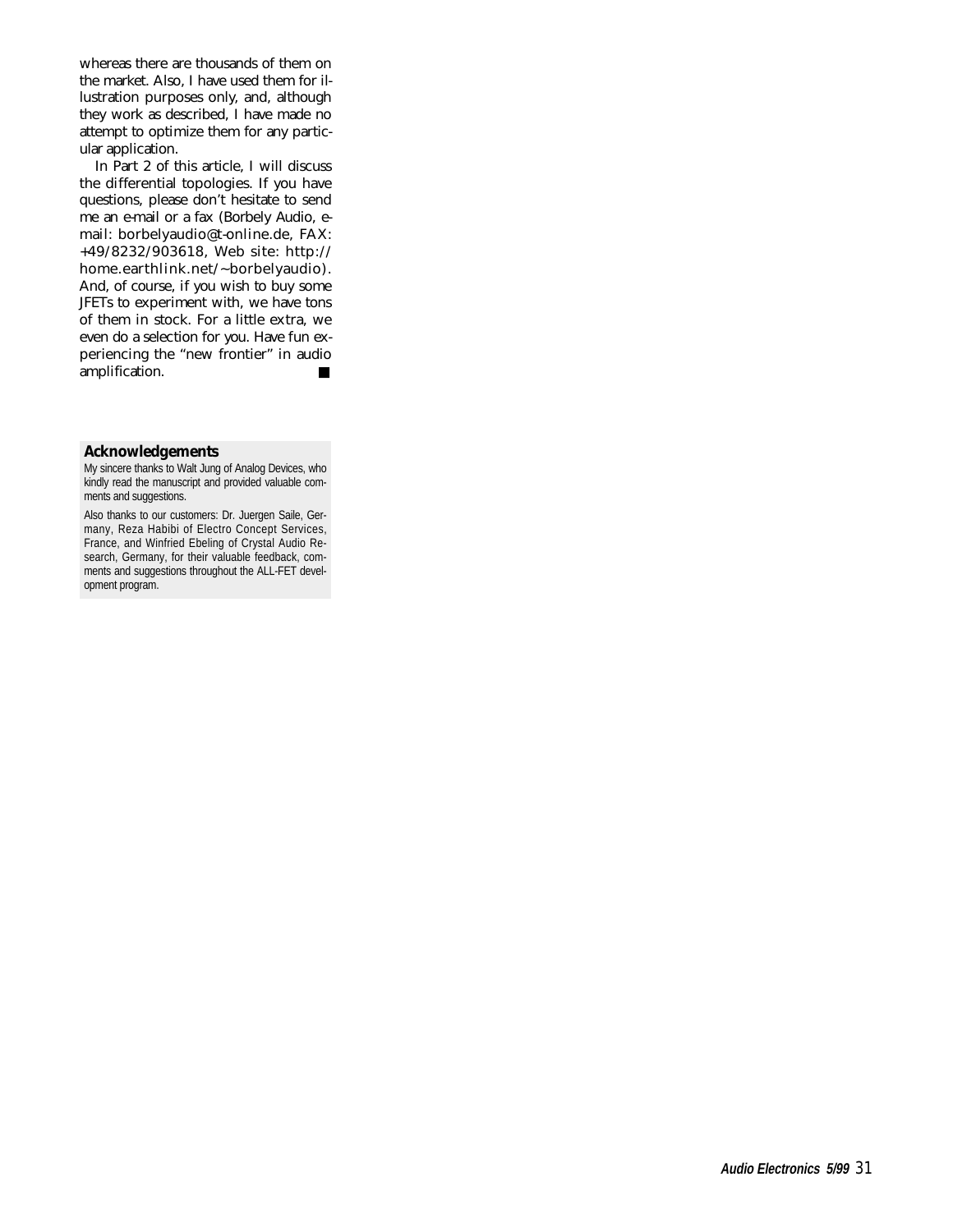whereas there are thousands of them on the market. Also, I have used them for illustration purposes only, and, although they work as described, I have made no attempt to optimize them for any particular application.

In Part 2 of this article, I will discuss the differential topologies. If you have questions, please don't hesitate to send me an e-mail or a fax (Borbely Audio, e-mail: borbelyaudio@t-online.de, FAX: +49/8232/903618, Web site: http://home.earthlink.net/~borbelyaudio). And, of course, if you wish to buy some JFETs to experiment with, we have tons of them in stock. For a little extra, we even do a selection for you. Have fun experiencing the "new frontier" in audio amplification. ■

**Acknowledgements**

My sincere thanks to Walt Jung of Analog Devices, who kindly read the manuscript and provided valuable comments and suggestions.

Also thanks to our customers: Dr. Juergen Saile, Germany, Reza Habibi of Electro Concept Services, France, and Winfried Ebeling of Crystal Audio Research, Germany, for their valuable feedback, comments and suggestions throughout the ALL-FET development program.